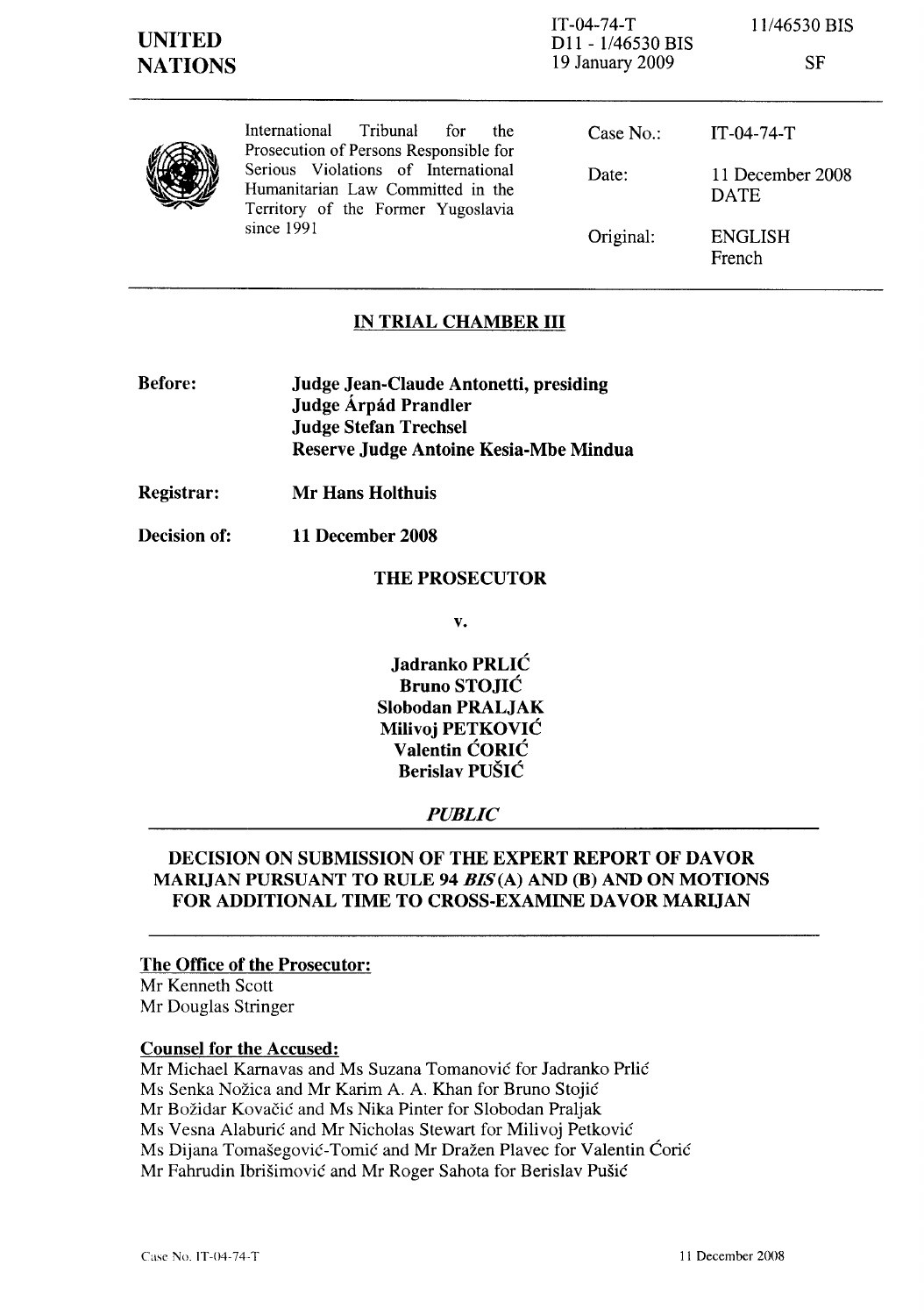**UNITED NATIONS**

IT-04-74-T
D11 - 1/46530 BIS
19 January 2009

11/46530 BIS

SF

International Tribunal for the Prosecution of Persons Responsible for Serious Violations of International Humanitarian Law Committed in the Territory of the Former Yugoslavia since 1991

| | |
|---|---|
| Case No.: | IT-04-74-T |
| Date: | 11 December 2008 DATE |
| Original: | ENGLISH French |

## IN TRIAL CHAMBER III

**Before:** **Judge Jean-Claude Antonetti, presiding**
**Judge Árpád Prandler**
**Judge Stefan Trechsel**
**Reserve Judge Antoine Kesia-Mbe Mindua**

**Registrar:** **Mr Hans Holthuis**

**Decision of:** **11 December 2008**

**THE PROSECUTOR**

**v.**

**Jadranko PRLIĆ**
**Bruno STOJIĆ**
**Slobodan PRALJAK**
**Milivoj PETKOVIĆ**
**Valentin ĆORIĆ**
**Berislav PUŠIĆ**

***PUBLIC***

## DECISION ON SUBMISSION OF THE EXPERT REPORT OF DAVOR MARIJAN PURSUANT TO RULE 94 *BIS* (A) AND (B) AND ON MOTIONS FOR ADDITIONAL TIME TO CROSS-EXAMINE DAVOR MARIJAN

**The Office of the Prosecutor:**
Mr Kenneth Scott
Mr Douglas Stringer

**Counsel for the Accused:**
Mr Michael Karnavas and Ms Suzana Tomanović for Jadranko Prlić
Ms Senka Nožica and Mr Karim A. A. Khan for Bruno Stojić
Mr Božidar Kovačić and Ms Nika Pinter for Slobodan Praljak
Ms Vesna Alaburić and Mr Nicholas Stewart for Milivoj Petković
Ms Dijana Tomašegović-Tomić and Mr Dražen Plavec for Valentin Ćorić
Mr Fahrudin Ibrišimović and Mr Roger Sahota for Berislav Pušić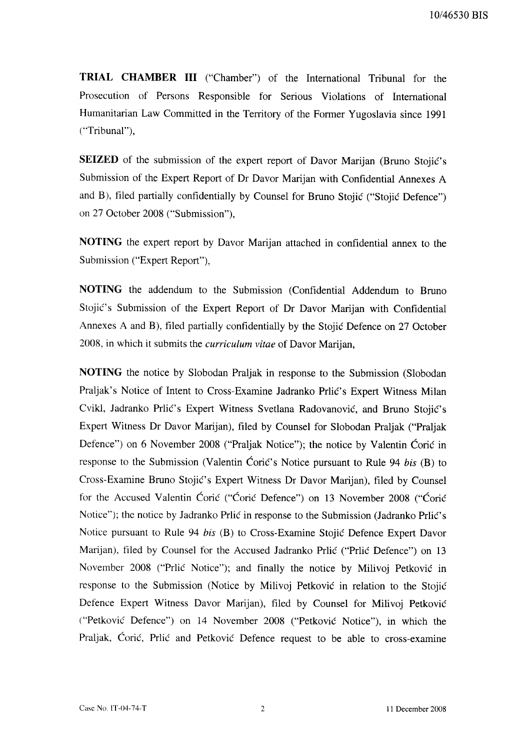**TRIAL CHAMBER III** ("Chamber") of the International Tribunal for the Prosecution of Persons Responsible for Serious Violations of International Humanitarian Law Committed in the Territory of the Former Yugoslavia since 1991 ("Tribunal"),

**SEIZED** of the submission of the expert report of Davor Marijan (Bruno Stojić's Submission of the Expert Report of Dr Davor Marijan with Confidential Annexes A and B), filed partially confidentially by Counsel for Bruno Stojić ("Stojić Defence") on 27 October 2008 ("Submission"),

**NOTING** the expert report by Davor Marijan attached in confidential annex to the Submission ("Expert Report"),

**NOTING** the addendum to the Submission (Confidential Addendum to Bruno Stojić's Submission of the Expert Report of Dr Davor Marijan with Confidential Annexes A and B), filed partially confidentially by the Stojić Defence on 27 October 2008, in which it submits the *curriculum vitae* of Davor Marijan,

**NOTING** the notice by Slobodan Praljak in response to the Submission (Slobodan Praljak's Notice of Intent to Cross-Examine Jadranko Prlić's Expert Witness Milan Cvikl, Jadranko Prlić's Expert Witness Svetlana Radovanović, and Bruno Stojić's Expert Witness Dr Davor Marijan), filed by Counsel for Slobodan Praljak ("Praljak Defence") on 6 November 2008 ("Praljak Notice"); the notice by Valentin Ćorić in response to the Submission (Valentin Ćorić's Notice pursuant to Rule 94 *bis* (B) to Cross-Examine Bruno Stojić's Expert Witness Dr Davor Marijan), filed by Counsel for the Accused Valentin Ćorić ("Ćorić Defence") on 13 November 2008 ("Ćorić Notice"); the notice by Jadranko Prlić in response to the Submission (Jadranko Prlić's Notice pursuant to Rule 94 *bis* (B) to Cross-Examine Stojić Defence Expert Davor Marijan), filed by Counsel for the Accused Jadranko Prlić ("Prlić Defence") on 13 November 2008 ("Prlić Notice"); and finally the notice by Milivoj Petković in response to the Submission (Notice by Milivoj Petković in relation to the Stojić Defence Expert Witness Davor Marijan), filed by Counsel for Milivoj Petković ("Petković Defence") on 14 November 2008 ("Petković Notice"), in which the Praljak, Ćorić, Prlić and Petković Defence request to be able to cross-examine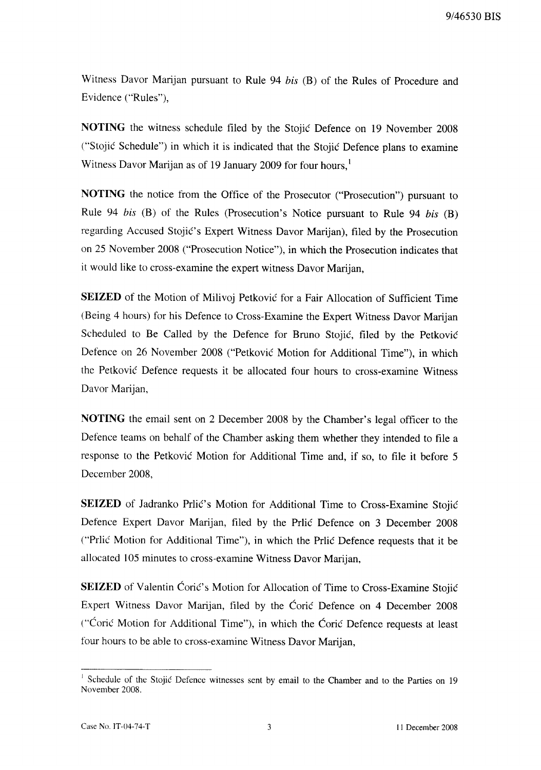Witness Davor Marijan pursuant to Rule 94 *bis* (B) of the Rules of Procedure and Evidence ("Rules"),

**NOTING** the witness schedule filed by the Stojić Defence on 19 November 2008 ("Stojić Schedule") in which it is indicated that the Stojić Defence plans to examine Witness Davor Marijan as of 19 January 2009 for four hours,[1]

**NOTING** the notice from the Office of the Prosecutor ("Prosecution") pursuant to Rule 94 *bis* (B) of the Rules (Prosecution's Notice pursuant to Rule 94 *bis* (B) regarding Accused Stojić's Expert Witness Davor Marijan), filed by the Prosecution on 25 November 2008 ("Prosecution Notice"), in which the Prosecution indicates that it would like to cross-examine the expert witness Davor Marijan,

**SEIZED** of the Motion of Milivoj Petković for a Fair Allocation of Sufficient Time (Being 4 hours) for his Defence to Cross-Examine the Expert Witness Davor Marijan Scheduled to Be Called by the Defence for Bruno Stojić, filed by the Petković Defence on 26 November 2008 ("Petković Motion for Additional Time"), in which the Petković Defence requests it be allocated four hours to cross-examine Witness Davor Marijan,

**NOTING** the email sent on 2 December 2008 by the Chamber's legal officer to the Defence teams on behalf of the Chamber asking them whether they intended to file a response to the Petković Motion for Additional Time and, if so, to file it before 5 December 2008,

**SEIZED** of Jadranko Prlić's Motion for Additional Time to Cross-Examine Stojić Defence Expert Davor Marijan, filed by the Prlić Defence on 3 December 2008 ("Prlić Motion for Additional Time"), in which the Prlić Defence requests that it be allocated 105 minutes to cross-examine Witness Davor Marijan,

**SEIZED** of Valentin Ćorić's Motion for Allocation of Time to Cross-Examine Stojić Expert Witness Davor Marijan, filed by the Ćorić Defence on 4 December 2008 ("Ćorić Motion for Additional Time"), in which the Ćorić Defence requests at least four hours to be able to cross-examine Witness Davor Marijan,

---

[1] Schedule of the Stojić Defence witnesses sent by email to the Chamber and to the Parties on 19 November 2008.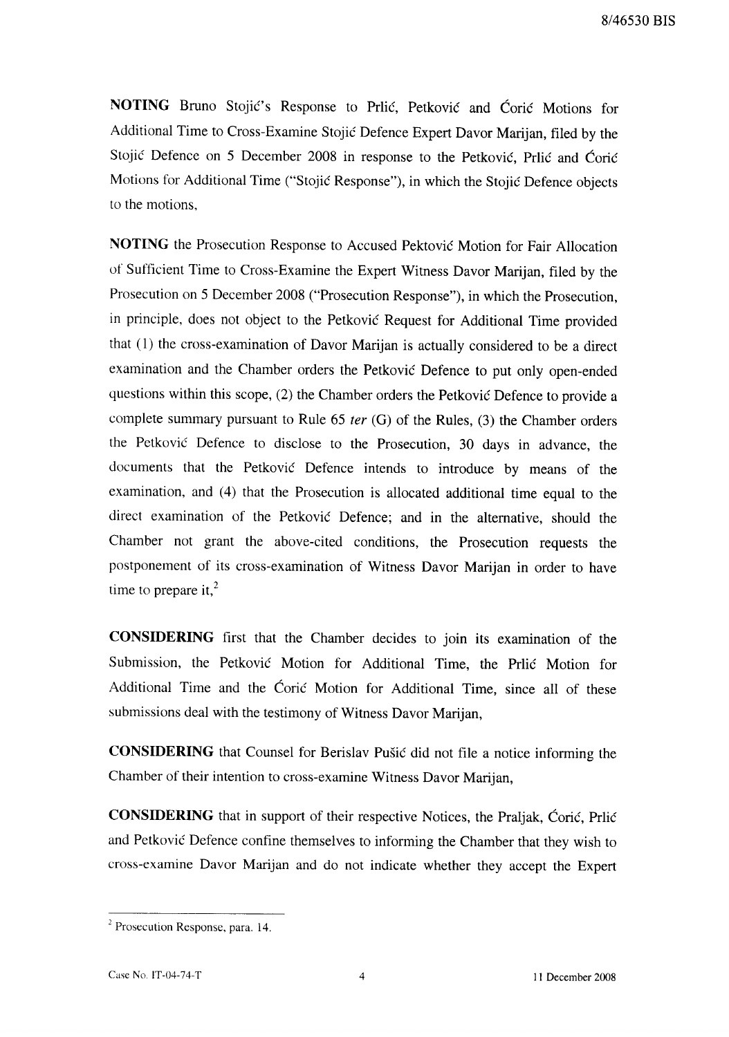**NOTING** Bruno Stojić's Response to Prlić, Petković and Ćorić Motions for Additional Time to Cross-Examine Stojić Defence Expert Davor Marijan, filed by the Stojić Defence on 5 December 2008 in response to the Petković, Prlić and Ćorić Motions for Additional Time ("Stojić Response"), in which the Stojić Defence objects to the motions,

**NOTING** the Prosecution Response to Accused Pektović Motion for Fair Allocation of Sufficient Time to Cross-Examine the Expert Witness Davor Marijan, filed by the Prosecution on 5 December 2008 ("Prosecution Response"), in which the Prosecution, in principle, does not object to the Petković Request for Additional Time provided that (1) the cross-examination of Davor Marijan is actually considered to be a direct examination and the Chamber orders the Petković Defence to put only open-ended questions within this scope, (2) the Chamber orders the Petković Defence to provide a complete summary pursuant to Rule 65 *ter* (G) of the Rules, (3) the Chamber orders the Petković Defence to disclose to the Prosecution, 30 days in advance, the documents that the Petković Defence intends to introduce by means of the examination, and (4) that the Prosecution is allocated additional time equal to the direct examination of the Petković Defence; and in the alternative, should the Chamber not grant the above-cited conditions, the Prosecution requests the postponement of its cross-examination of Witness Davor Marijan in order to have time to prepare it,[2]

**CONSIDERING** first that the Chamber decides to join its examination of the Submission, the Petković Motion for Additional Time, the Prlić Motion for Additional Time and the Ćorić Motion for Additional Time, since all of these submissions deal with the testimony of Witness Davor Marijan,

**CONSIDERING** that Counsel for Berislav Pušić did not file a notice informing the Chamber of their intention to cross-examine Witness Davor Marijan,

**CONSIDERING** that in support of their respective Notices, the Praljak, Ćorić, Prlić and Petković Defence confine themselves to informing the Chamber that they wish to cross-examine Davor Marijan and do not indicate whether they accept the Expert

---

[2] Prosecution Response, para. 14.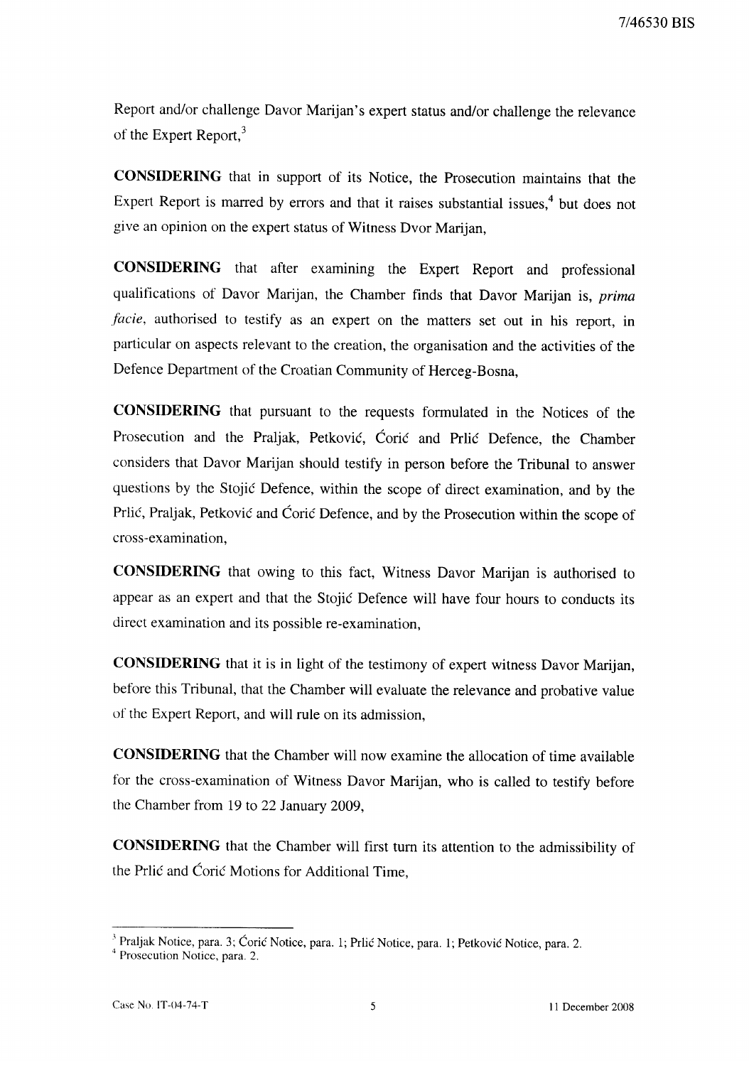Report and/or challenge Davor Marijan's expert status and/or challenge the relevance of the Expert Report,[3]

**CONSIDERING** that in support of its Notice, the Prosecution maintains that the Expert Report is marred by errors and that it raises substantial issues,[4] but does not give an opinion on the expert status of Witness Dvor Marijan,

**CONSIDERING** that after examining the Expert Report and professional qualifications of Davor Marijan, the Chamber finds that Davor Marijan is, *prima facie*, authorised to testify as an expert on the matters set out in his report, in particular on aspects relevant to the creation, the organisation and the activities of the Defence Department of the Croatian Community of Herceg-Bosna,

**CONSIDERING** that pursuant to the requests formulated in the Notices of the Prosecution and the Praljak, Petković, Ćorić and Prlić Defence, the Chamber considers that Davor Marijan should testify in person before the Tribunal to answer questions by the Stojić Defence, within the scope of direct examination, and by the Prlić, Praljak, Petković and Ćorić Defence, and by the Prosecution within the scope of cross-examination,

**CONSIDERING** that owing to this fact, Witness Davor Marijan is authorised to appear as an expert and that the Stojić Defence will have four hours to conducts its direct examination and its possible re-examination,

**CONSIDERING** that it is in light of the testimony of expert witness Davor Marijan, before this Tribunal, that the Chamber will evaluate the relevance and probative value of the Expert Report, and will rule on its admission,

**CONSIDERING** that the Chamber will now examine the allocation of time available for the cross-examination of Witness Davor Marijan, who is called to testify before the Chamber from 19 to 22 January 2009,

**CONSIDERING** that the Chamber will first turn its attention to the admissibility of the Prlić and Ćorić Motions for Additional Time,

---

[3] Praljak Notice, para. 3; Ćorić Notice, para. 1; Prlić Notice, para. 1; Petković Notice, para. 2.

[4] Prosecution Notice, para. 2.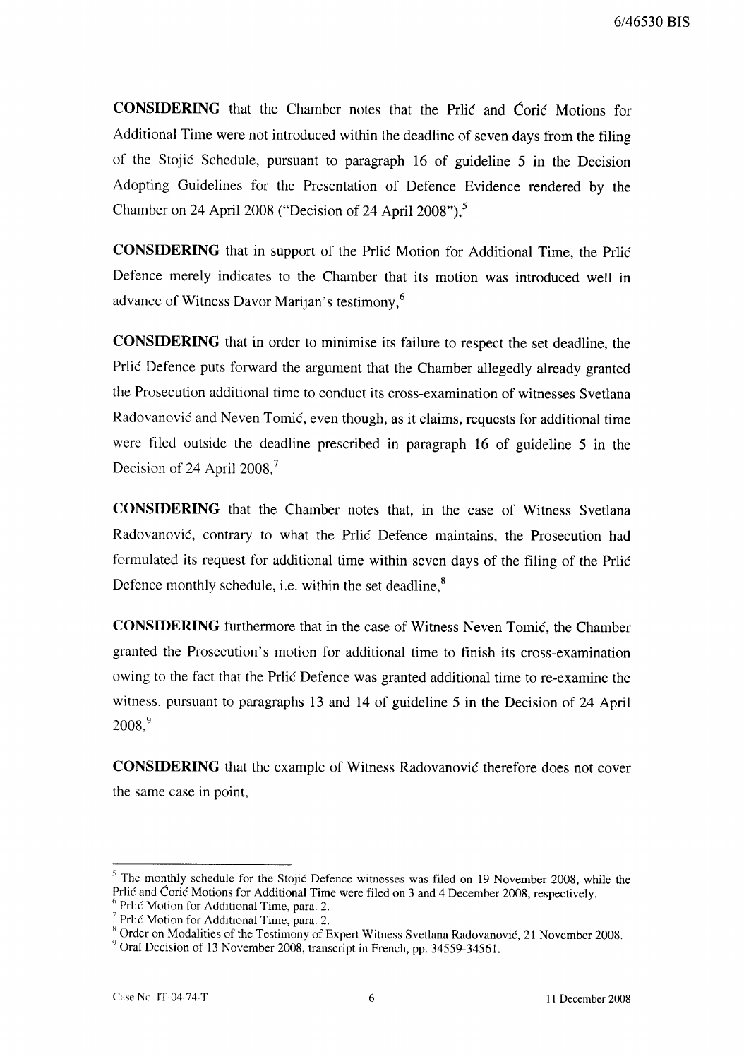**CONSIDERING** that the Chamber notes that the Prlić and Ćorić Motions for Additional Time were not introduced within the deadline of seven days from the filing of the Stojić Schedule, pursuant to paragraph 16 of guideline 5 in the Decision Adopting Guidelines for the Presentation of Defence Evidence rendered by the Chamber on 24 April 2008 ("Decision of 24 April 2008"),[5]

**CONSIDERING** that in support of the Prlić Motion for Additional Time, the Prlić Defence merely indicates to the Chamber that its motion was introduced well in advance of Witness Davor Marijan's testimony,[6]

**CONSIDERING** that in order to minimise its failure to respect the set deadline, the Prlić Defence puts forward the argument that the Chamber allegedly already granted the Prosecution additional time to conduct its cross-examination of witnesses Svetlana Radovanović and Neven Tomić, even though, as it claims, requests for additional time were filed outside the deadline prescribed in paragraph 16 of guideline 5 in the Decision of 24 April 2008,[7]

**CONSIDERING** that the Chamber notes that, in the case of Witness Svetlana Radovanović, contrary to what the Prlić Defence maintains, the Prosecution had formulated its request for additional time within seven days of the filing of the Prlić Defence monthly schedule, i.e. within the set deadline,[8]

**CONSIDERING** furthermore that in the case of Witness Neven Tomić, the Chamber granted the Prosecution's motion for additional time to finish its cross-examination owing to the fact that the Prlić Defence was granted additional time to re-examine the witness, pursuant to paragraphs 13 and 14 of guideline 5 in the Decision of 24 April 2008,[9]

**CONSIDERING** that the example of Witness Radovanović therefore does not cover the same case in point,

---

[5] The monthly schedule for the Stojić Defence witnesses was filed on 19 November 2008, while the Prlić and Ćorić Motions for Additional Time were filed on 3 and 4 December 2008, respectively.

[6] Prlić Motion for Additional Time, para. 2.

[7] Prlić Motion for Additional Time, para. 2.

[8] Order on Modalities of the Testimony of Expert Witness Svetlana Radovanović, 21 November 2008.

[9] Oral Decision of 13 November 2008, transcript in French, pp. 34559-34561.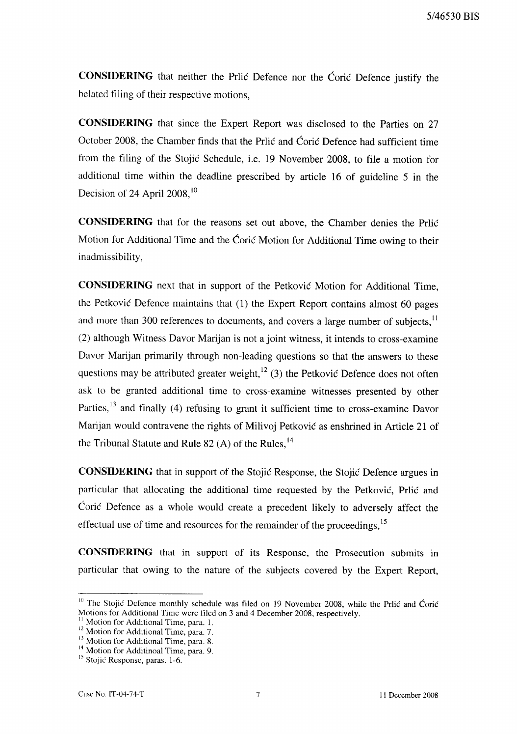**CONSIDERING** that neither the Prlić Defence nor the Ćorić Defence justify the belated filing of their respective motions,

**CONSIDERING** that since the Expert Report was disclosed to the Parties on 27 October 2008, the Chamber finds that the Prlić and Ćorić Defence had sufficient time from the filing of the Stojić Schedule, i.e. 19 November 2008, to file a motion for additional time within the deadline prescribed by article 16 of guideline 5 in the Decision of 24 April 2008,[10]

**CONSIDERING** that for the reasons set out above, the Chamber denies the Prlić Motion for Additional Time and the Ćorić Motion for Additional Time owing to their inadmissibility,

**CONSIDERING** next that in support of the Petković Motion for Additional Time, the Petković Defence maintains that (1) the Expert Report contains almost 60 pages and more than 300 references to documents, and covers a large number of subjects,[11] (2) although Witness Davor Marijan is not a joint witness, it intends to cross-examine Davor Marijan primarily through non-leading questions so that the answers to these questions may be attributed greater weight,[12] (3) the Petković Defence does not often ask to be granted additional time to cross-examine witnesses presented by other Parties,[13] and finally (4) refusing to grant it sufficient time to cross-examine Davor Marijan would contravene the rights of Milivoj Petković as enshrined in Article 21 of the Tribunal Statute and Rule 82 (A) of the Rules,[14]

**CONSIDERING** that in support of the Stojić Response, the Stojić Defence argues in particular that allocating the additional time requested by the Petković, Prlić and Ćorić Defence as a whole would create a precedent likely to adversely affect the effectual use of time and resources for the remainder of the proceedings,[15]

**CONSIDERING** that in support of its Response, the Prosecution submits in particular that owing to the nature of the subjects covered by the Expert Report,

---

[10] The Stojić Defence monthly schedule was filed on 19 November 2008, while the Prlić and Ćorić Motions for Additional Time were filed on 3 and 4 December 2008, respectively.

[11] Motion for Additional Time, para. 1.

[12] Motion for Additional Time, para. 7.

[13] Motion for Additional Time, para. 8.

[14] Motion for Additinoal Time, para. 9.

[15] Stojić Response, paras. 1-6.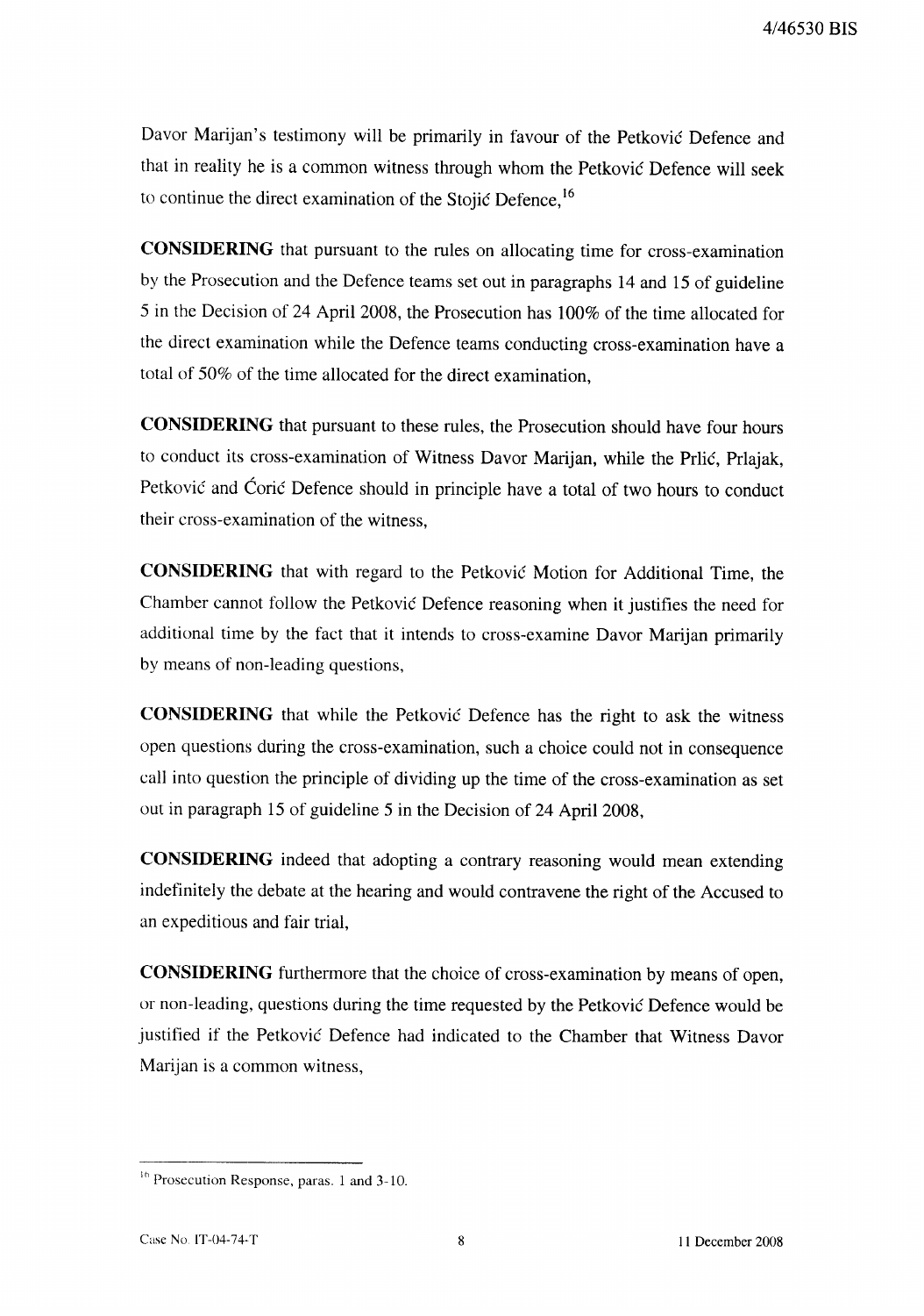Davor Marijan's testimony will be primarily in favour of the Petković Defence and that in reality he is a common witness through whom the Petković Defence will seek to continue the direct examination of the Stojić Defence,[16]

**CONSIDERING** that pursuant to the rules on allocating time for cross-examination by the Prosecution and the Defence teams set out in paragraphs 14 and 15 of guideline 5 in the Decision of 24 April 2008, the Prosecution has 100% of the time allocated for the direct examination while the Defence teams conducting cross-examination have a total of 50% of the time allocated for the direct examination,

**CONSIDERING** that pursuant to these rules, the Prosecution should have four hours to conduct its cross-examination of Witness Davor Marijan, while the Prlić, Prlajak, Petković and Ćorić Defence should in principle have a total of two hours to conduct their cross-examination of the witness,

**CONSIDERING** that with regard to the Petković Motion for Additional Time, the Chamber cannot follow the Petković Defence reasoning when it justifies the need for additional time by the fact that it intends to cross-examine Davor Marijan primarily by means of non-leading questions,

**CONSIDERING** that while the Petković Defence has the right to ask the witness open questions during the cross-examination, such a choice could not in consequence call into question the principle of dividing up the time of the cross-examination as set out in paragraph 15 of guideline 5 in the Decision of 24 April 2008,

**CONSIDERING** indeed that adopting a contrary reasoning would mean extending indefinitely the debate at the hearing and would contravene the right of the Accused to an expeditious and fair trial,

**CONSIDERING** furthermore that the choice of cross-examination by means of open, or non-leading, questions during the time requested by the Petković Defence would be justified if the Petković Defence had indicated to the Chamber that Witness Davor Marijan is a common witness,

---

[16] Prosecution Response, paras. 1 and 3-10.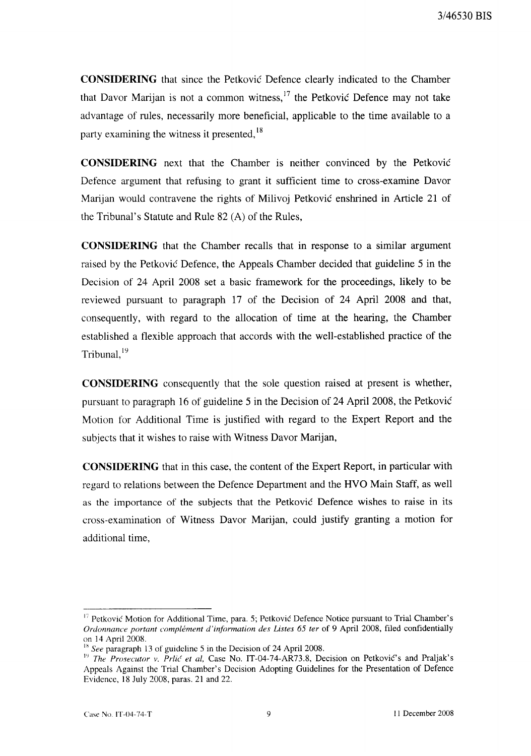**CONSIDERING** that since the Petković Defence clearly indicated to the Chamber that Davor Marijan is not a common witness,[17] the Petković Defence may not take advantage of rules, necessarily more beneficial, applicable to the time available to a party examining the witness it presented,[18]

**CONSIDERING** next that the Chamber is neither convinced by the Petković Defence argument that refusing to grant it sufficient time to cross-examine Davor Marijan would contravene the rights of Milivoj Petković enshrined in Article 21 of the Tribunal's Statute and Rule 82 (A) of the Rules,

**CONSIDERING** that the Chamber recalls that in response to a similar argument raised by the Petković Defence, the Appeals Chamber decided that guideline 5 in the Decision of 24 April 2008 set a basic framework for the proceedings, likely to be reviewed pursuant to paragraph 17 of the Decision of 24 April 2008 and that, consequently, with regard to the allocation of time at the hearing, the Chamber established a flexible approach that accords with the well-established practice of the Tribunal,[19]

**CONSIDERING** consequently that the sole question raised at present is whether, pursuant to paragraph 16 of guideline 5 in the Decision of 24 April 2008, the Petković Motion for Additional Time is justified with regard to the Expert Report and the subjects that it wishes to raise with Witness Davor Marijan,

**CONSIDERING** that in this case, the content of the Expert Report, in particular with regard to relations between the Defence Department and the HVO Main Staff, as well as the importance of the subjects that the Petković Defence wishes to raise in its cross-examination of Witness Davor Marijan, could justify granting a motion for additional time,

---

[17] Petković Motion for Additional Time, para. 5; Petković Defence Notice pursuant to Trial Chamber's *Ordonnance portant complément d'information des Listes 65 ter* of 9 April 2008, filed confidentially on 14 April 2008.

[18] *See* paragraph 13 of guideline 5 in the Decision of 24 April 2008.

[19] *The Prosecutor v. Prlić et al,* Case No. IT-04-74-AR73.8, Decision on Petković's and Praljak's Appeals Against the Trial Chamber's Decision Adopting Guidelines for the Presentation of Defence Evidence, 18 July 2008, paras. 21 and 22.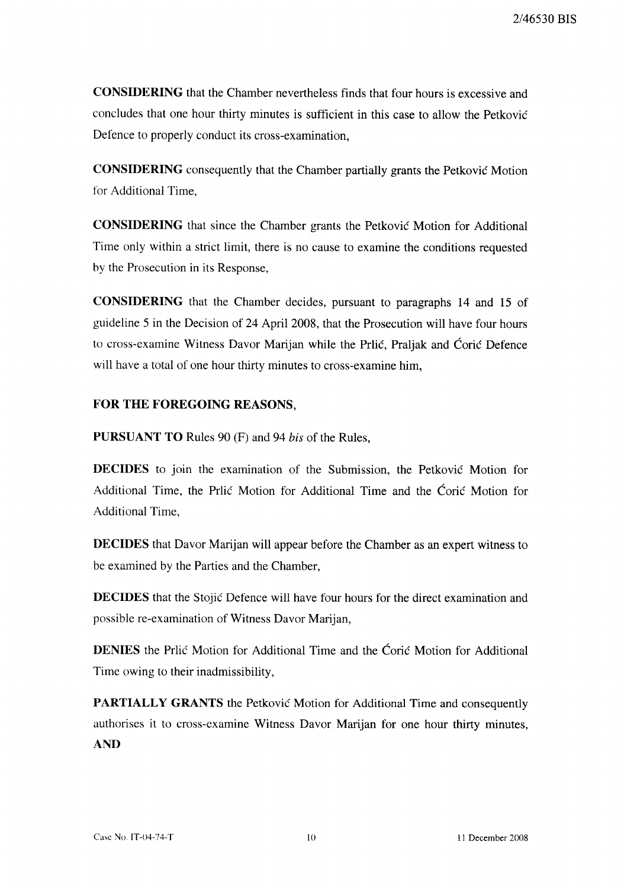**CONSIDERING** that the Chamber nevertheless finds that four hours is excessive and concludes that one hour thirty minutes is sufficient in this case to allow the Petković Defence to properly conduct its cross-examination,

**CONSIDERING** consequently that the Chamber partially grants the Petković Motion for Additional Time,

**CONSIDERING** that since the Chamber grants the Petković Motion for Additional Time only within a strict limit, there is no cause to examine the conditions requested by the Prosecution in its Response,

**CONSIDERING** that the Chamber decides, pursuant to paragraphs 14 and 15 of guideline 5 in the Decision of 24 April 2008, that the Prosecution will have four hours to cross-examine Witness Davor Marijan while the Prlić, Praljak and Ćorić Defence will have a total of one hour thirty minutes to cross-examine him,

**FOR THE FOREGOING REASONS,**

**PURSUANT TO** Rules 90 (F) and 94 *bis* of the Rules,

**DECIDES** to join the examination of the Submission, the Petković Motion for Additional Time, the Prlić Motion for Additional Time and the Ćorić Motion for Additional Time,

**DECIDES** that Davor Marijan will appear before the Chamber as an expert witness to be examined by the Parties and the Chamber,

**DECIDES** that the Stojić Defence will have four hours for the direct examination and possible re-examination of Witness Davor Marijan,

**DENIES** the Prlić Motion for Additional Time and the Ćorić Motion for Additional Time owing to their inadmissibility,

**PARTIALLY GRANTS** the Petković Motion for Additional Time and consequently authorises it to cross-examine Witness Davor Marijan for one hour thirty minutes, **AND**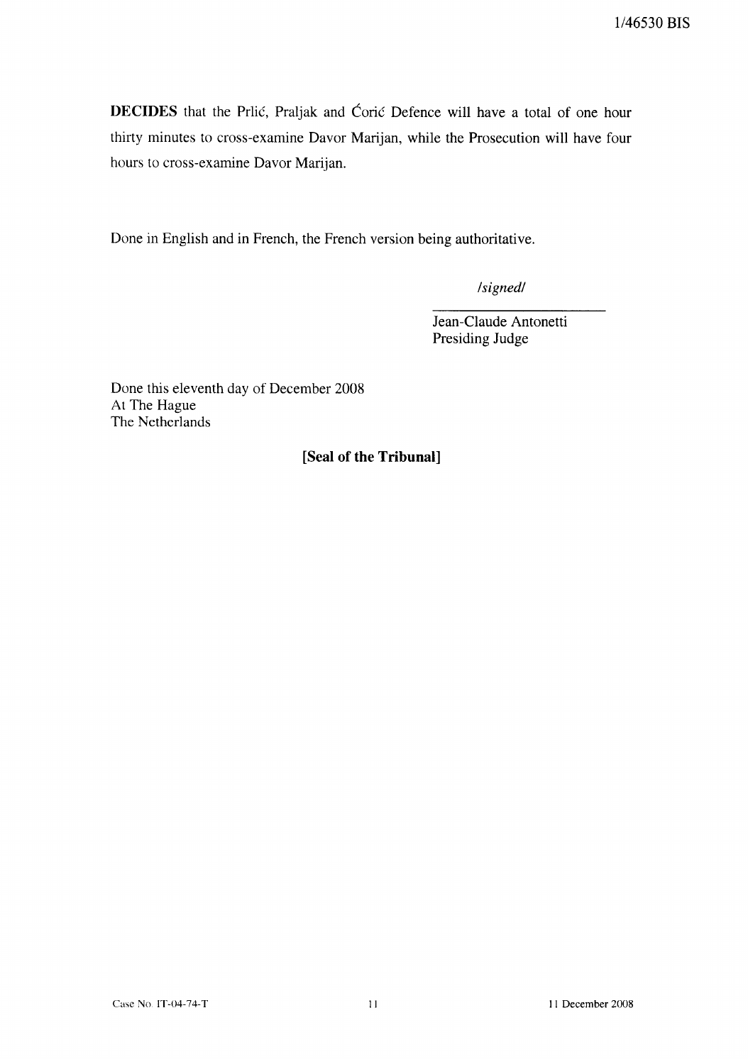**DECIDES** that the Prlić, Praljak and Ćorić Defence will have a total of one hour thirty minutes to cross-examine Davor Marijan, while the Prosecution will have four hours to cross-examine Davor Marijan.

Done in English and in French, the French version being authoritative.

*/signed/*

Jean-Claude Antonetti
Presiding Judge

Done this eleventh day of December 2008
At The Hague
The Netherlands

**[Seal of the Tribunal]**